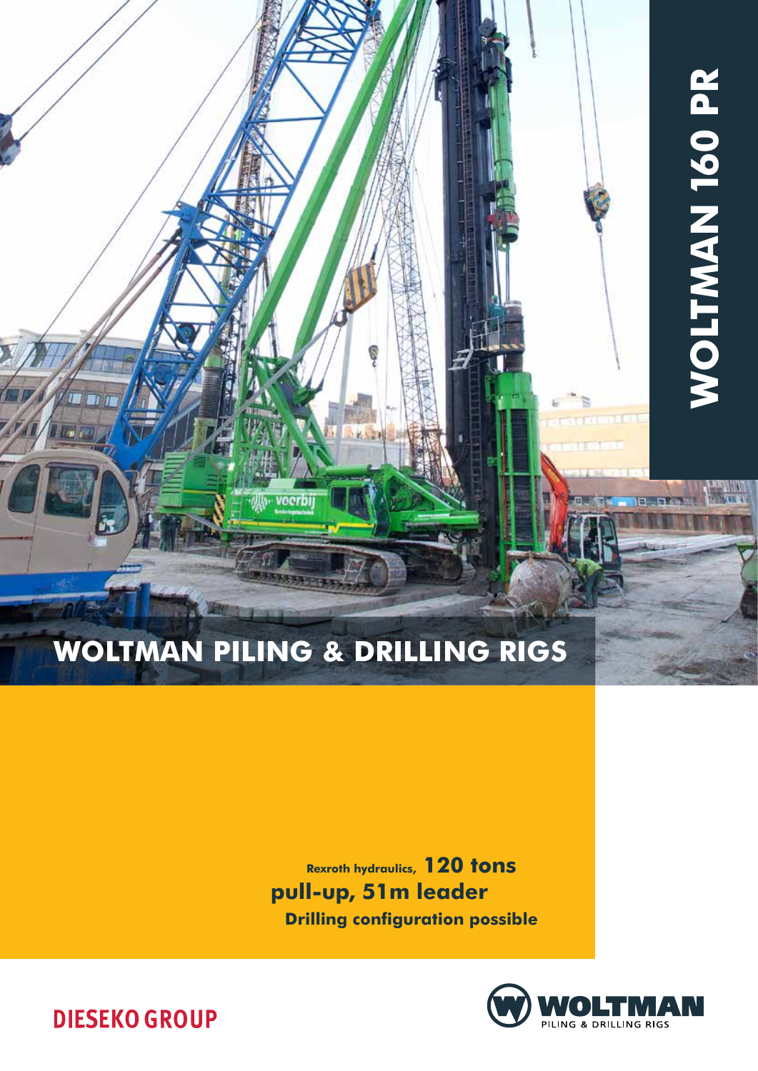# WOLTMAN 160 PR

## WOLTMAN PILING & DRILLING RIGS

**Rexroth hydraulics, 120 tons pull-up, 51m leader**

**Drilling configuration possible**

DIESEKO GROUP

WOLTMAN PILING & DRILLING RIGS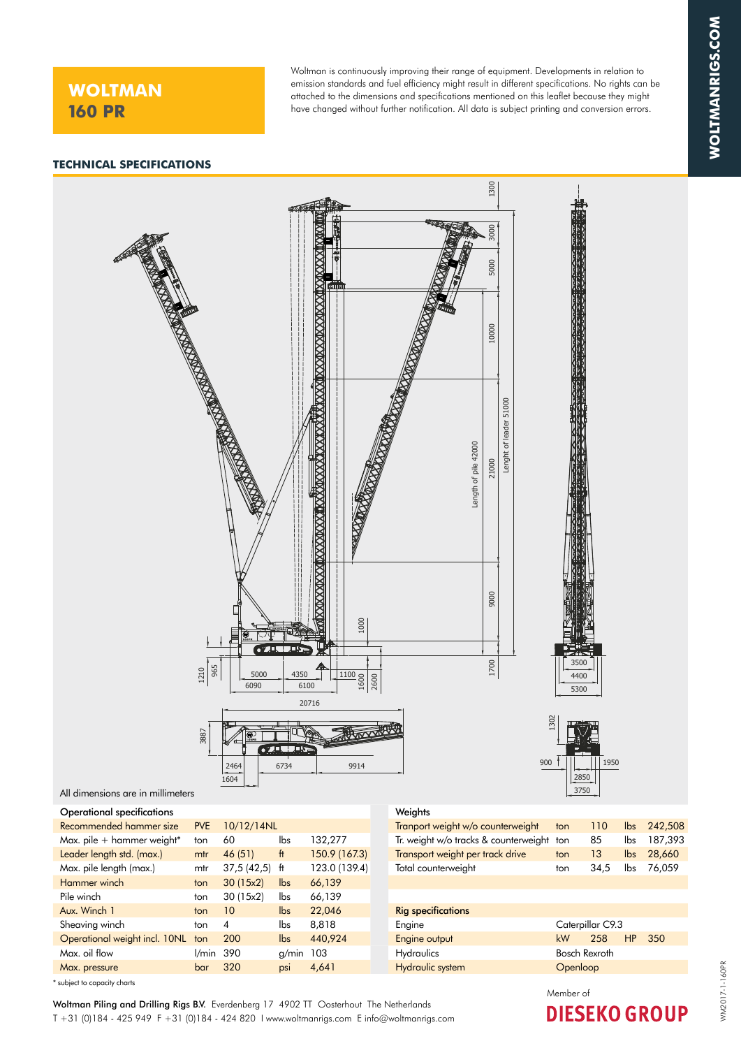# WOLTMAN 160 PR

Woltman is continuously improving their range of equipment. Developments in relation to emission standards and fuel efficiency might result in different specifications. No rights can be attached to the dimensions and specifications mentioned on this leaflet because they might have changed without further notification. All data is subject printing and conversion errors.

## TECHNICAL SPECIFICATIONS

1300
3000
5000
10000
21000
9000
1700
Length of pile 42000
Lenght of leader 51000
1000
1210
965
5000
6090
4350
6100
1100
1600
2600
20716
3500
4400
5300
3887
2464
1604
6734
9914
1302
900
1950
2850
3750

All dimensions are in millimeters

| Operational specifications | | | | |
|---|---|---|---|---|
| Recommended hammer size | PVE | 10/12/14NL | | |
| Max. pile + hammer weight* | ton | 60 | lbs | 132,277 |
| Leader length std. (max.) | mtr | 46 (51) | ft | 150.9 (167.3) |
| Max. pile length (max.) | mtr | 37,5 (42,5) | ft | 123.0 (139.4) |
| Hammer winch | ton | 30 (15x2) | lbs | 66,139 |
| Pile winch | ton | 30 (15x2) | lbs | 66,139 |
| Aux. Winch 1 | ton | 10 | lbs | 22,046 |
| Sheaving winch | ton | 4 | lbs | 8,818 |
| Operational weight incl. 10NL | ton | 200 | lbs | 440,924 |
| Max. oil flow | l/min | 390 | g/min | 103 |
| Max. pressure | bar | 320 | psi | 4,641 |

\* subject to capacity charts

| Weights | | | | |
|---|---|---|---|---|
| Tranport weight w/o counterweight | ton | 110 | lbs | 242,508 |
| Tr. weight w/o tracks & counterweight | ton | 85 | lbs | 187,393 |
| Transport weight per track drive | ton | 13 | lbs | 28,660 |
| Total counterweight | ton | 34,5 | lbs | 76,059 |

| Rig specifications | | | | |
|---|---|---|---|---|
| Engine | Caterpillar C9.3 | | | |
| Engine output | kW | 258 | HP | 350 |
| Hydraulics | Bosch Rexroth | | | |
| Hydraulic system | Openloop | | | |

**Woltman Piling and Drilling Rigs B.V.** Everdenberg 17 4902 TT Oosterhout The Netherlands
T +31 (0)184 - 425 949 F +31 (0)184 - 424 820 I www.woltmanrigs.com E info@woltmanrigs.com

Member of DIESEKO GROUP

WM2017-1-160PR